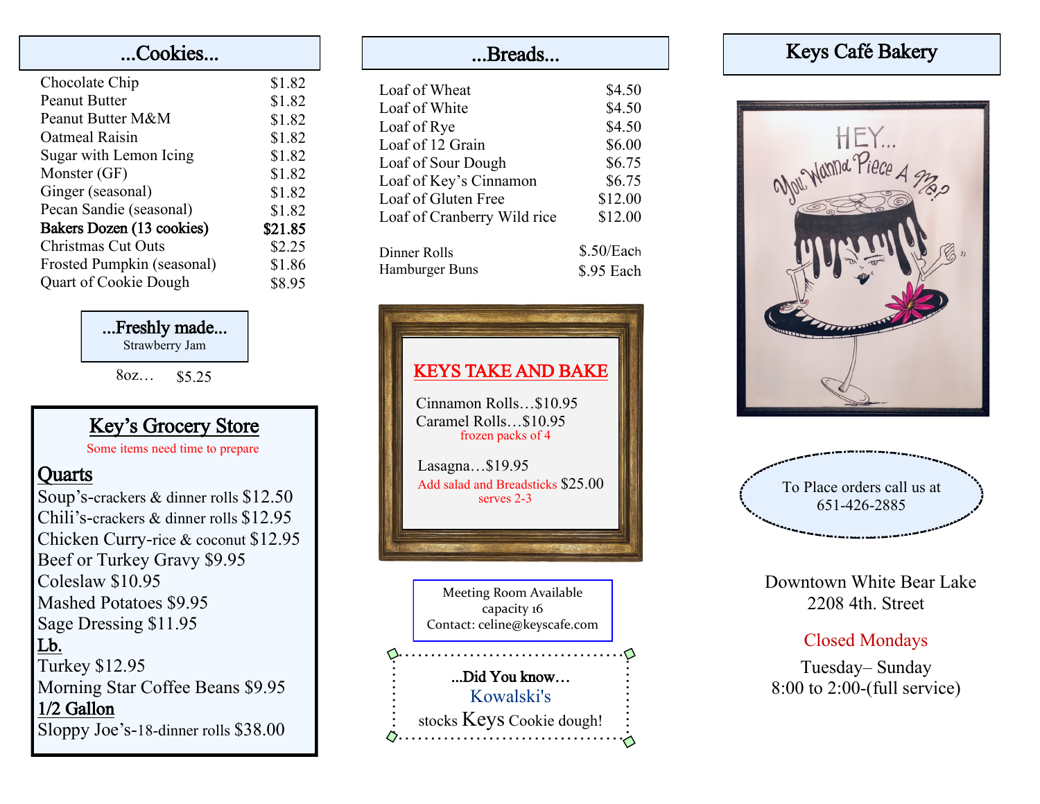## ...Cookies...

| Item | Price |
| --- | --- |
| Chocolate Chip | $1.82 |
| Peanut Butter | $1.82 |
| Peanut Butter M&M | $1.82 |
| Oatmeal Raisin | $1.82 |
| Sugar with Lemon Icing | $1.82 |
| Monster (GF) | $1.82 |
| Ginger (seasonal) | $1.82 |
| Pecan Sandie (seasonal) | $1.82 |
| **Bakers Dozen (13 cookies)** | **$21.85** |
| Christmas Cut Outs | $2.25 |
| Frosted Pumpkin (seasonal) | $1.86 |
| Quart of Cookie Dough | $8.95 |

### ...Freshly made...

Strawberry Jam

8oz… $5.25

## Key's Grocery Store

Some items need time to prepare

**Quarts**

Soup's-crackers & dinner rolls $12.50
Chili's-crackers & dinner rolls $12.95
Chicken Curry-rice & coconut $12.95
Beef or Turkey Gravy $9.95
Coleslaw $10.95
Mashed Potatoes $9.95
Sage Dressing $11.95

**Lb.**

Turkey $12.95
Morning Star Coffee Beans $9.95

**1/2 Gallon**

Sloppy Joe's-18-dinner rolls $38.00

## ...Breads...

| Item | Price |
| --- | --- |
| Loaf of Wheat | $4.50 |
| Loaf of White | $4.50 |
| Loaf of Rye | $4.50 |
| Loaf of 12 Grain | $6.00 |
| Loaf of Sour Dough | $6.75 |
| Loaf of Key's Cinnamon | $6.75 |
| Loaf of Gluten Free | $12.00 |
| Loaf of Cranberry Wild rice | $12.00 |
| Dinner Rolls | $.50/Each |
| Hamburger Buns | $.95 Each |

### KEYS TAKE AND BAKE

Cinnamon Rolls…$10.95
Caramel Rolls…$10.95
frozen packs of 4

Lasagna…$19.95
Add salad and Breadsticks $25.00
serves 2-3

Meeting Room Available
capacity 16
Contact: celine@keyscafe.com

...Did You know…
Kowalski's
stocks Keys Cookie dough!

## Keys Café Bakery

HEY... You Wanna Piece A Me?

To Place orders call us at
651-426-2885

Downtown White Bear Lake
2208 4th. Street

Closed Mondays

Tuesday– Sunday
8:00 to 2:00-(full service)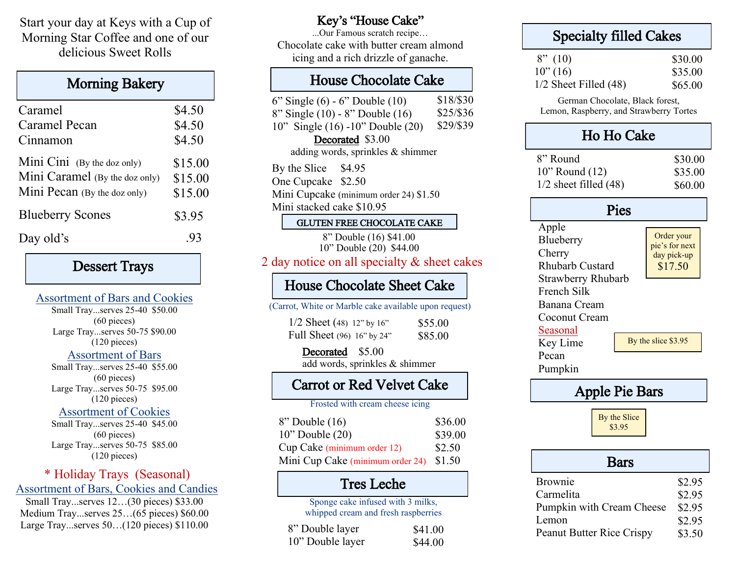Start your day at Keys with a Cup of Morning Star Coffee and one of our delicious Sweet Rolls

## Morning Bakery

| | |
|---|---|
| Caramel | $4.50 |
| Caramel Pecan | $4.50 |
| Cinnamon | $4.50 |
| Mini Cini (By the doz only) | $15.00 |
| Mini Caramel (By the doz only) | $15.00 |
| Mini Pecan (By the doz only) | $15.00 |
| Blueberry Scones | $3.95 |
| Day old's | .93 |

## Dessert Trays

**Assortment of Bars and Cookies**

Small Tray...serves 25-40 $50.00 (60 pieces)

Large Tray...serves 50-75 $90.00 (120 pieces)

**Assortment of Bars**

Small Tray...serves 25-40 $55.00 (60 pieces)

Large Tray...serves 50-75 $95.00 (120 pieces)

**Assortment of Cookies**

Small Tray...serves 25-40 $45.00 (60 pieces)

Large Tray...serves 50-75 $85.00 (120 pieces)

\* Holiday Trays (Seasonal)

**Assortment of Bars, Cookies and Candies**

Small Tray...serves 12…(30 pieces) $33.00

Medium Tray...serves 25…(65 pieces) $60.00

Large Tray...serves 50…(120 pieces) $110.00

## Key's "House Cake"

...Our Famous scratch recipe…

Chocolate cake with butter cream almond icing and a rich drizzle of ganache.

## House Chocolate Cake

| | |
|---|---|
| 6" Single (6) - 6" Double (10) | $18/$30 |
| 8" Single (10) - 8" Double (16) | $25/$36 |
| 10" Single (16) -10" Double (20) | $29/$39 |

**Decorated** $3.00
adding words, sprinkles & shimmer

| | |
|---|---|
| By the Slice | $4.95 |
| One Cupcake | $2.50 |
| Mini Cupcake (minimum order 24) | $1.50 |
| Mini stacked cake | $10.95 |

**GLUTEN FREE CHOCOLATE CAKE**

8" Double (16) $41.00

10" Double (20) $44.00

2 day notice on all specialty & sheet cakes

## House Chocolate Sheet Cake

(Carrot, White or Marble cake available upon request)

| | |
|---|---|
| 1/2 Sheet (48) 12" by 16" | $55.00 |
| Full Sheet (96) 16" by 24" | $85.00 |

**Decorated** $5.00
add words, sprinkles & shimmer

## Carrot or Red Velvet Cake

Frosted with cream cheese icing

| | |
|---|---|
| 8" Double (16) | $36.00 |
| 10" Double (20) | $39.00 |
| Cup Cake (minimum order 12) | $2.50 |
| Mini Cup Cake (minimum order 24) | $1.50 |

## Tres Leche

Sponge cake infused with 3 milks, whipped cream and fresh raspberries

| | |
|---|---|
| 8" Double layer | $41.00 |
| 10" Double layer | $44.00 |

## Specialty filled Cakes

| | |
|---|---|
| 8" (10) | $30.00 |
| 10" (16) | $35.00 |
| 1/2 Sheet Filled (48) | $65.00 |

German Chocolate, Black forest, Lemon, Raspberry, and Strawberry Tortes

## Ho Ho Cake

| | |
|---|---|
| 8" Round | $30.00 |
| 10" Round (12) | $35.00 |
| 1/2 sheet filled (48) | $60.00 |

## Pies

- Apple
- Blueberry
- Cherry
- Rhubarb Custard
- Strawberry Rhubarb
- French Silk
- Banana Cream
- Coconut Cream
- Seasonal
- Key Lime
- Pecan
- Pumpkin

Order your pie's for next day pick-up $17.50

By the slice $3.95

## Apple Pie Bars

By the Slice $3.95

## Bars

| | |
|---|---|
| Brownie | $2.95 |
| Carmelita | $2.95 |
| Pumpkin with Cream Cheese | $2.95 |
| Lemon | $2.95 |
| Peanut Butter Rice Crispy | $3.50 |